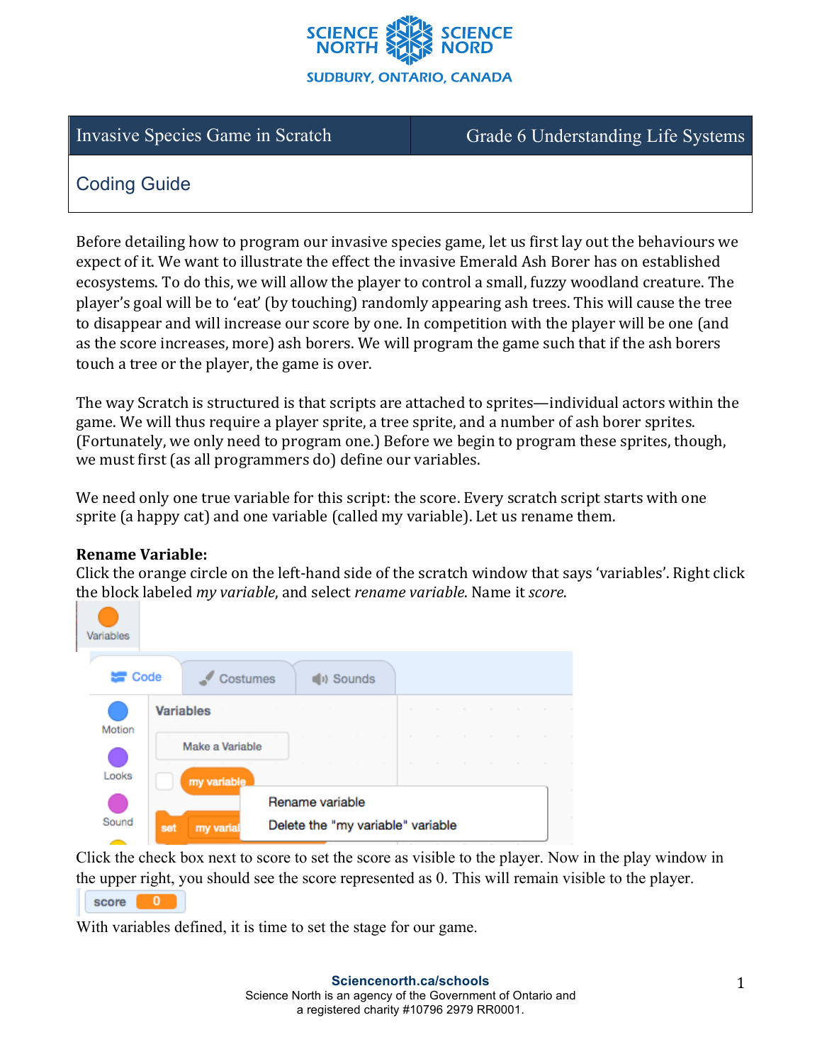| Invasive Species Game in Scratch | Grade 6 Understanding Life Systems |
| --- | --- |
| Coding Guide | |

Before detailing how to program our invasive species game, let us first lay out the behaviours we expect of it. We want to illustrate the effect the invasive Emerald Ash Borer has on established ecosystems. To do this, we will allow the player to control a small, fuzzy woodland creature. The player's goal will be to 'eat' (by touching) randomly appearing ash trees. This will cause the tree to disappear and will increase our score by one. In competition with the player will be one (and as the score increases, more) ash borers. We will program the game such that if the ash borers touch a tree or the player, the game is over.

The way Scratch is structured is that scripts are attached to sprites—individual actors within the game. We will thus require a player sprite, a tree sprite, and a number of ash borer sprites. (Fortunately, we only need to program one.) Before we begin to program these sprites, though, we must first (as all programmers do) define our variables.

We need only one true variable for this script: the score. Every scratch script starts with one sprite (a happy cat) and one variable (called my variable). Let us rename them.

**Rename Variable:**
Click the orange circle on the left-hand side of the scratch window that says 'variables'. Right click the block labeled *my variable*, and select *rename variable*. Name it *score*.

Click the check box next to score to set the score as visible to the player. Now in the play window in the upper right, you should see the score represented as 0. This will remain visible to the player.

With variables defined, it is time to set the stage for our game.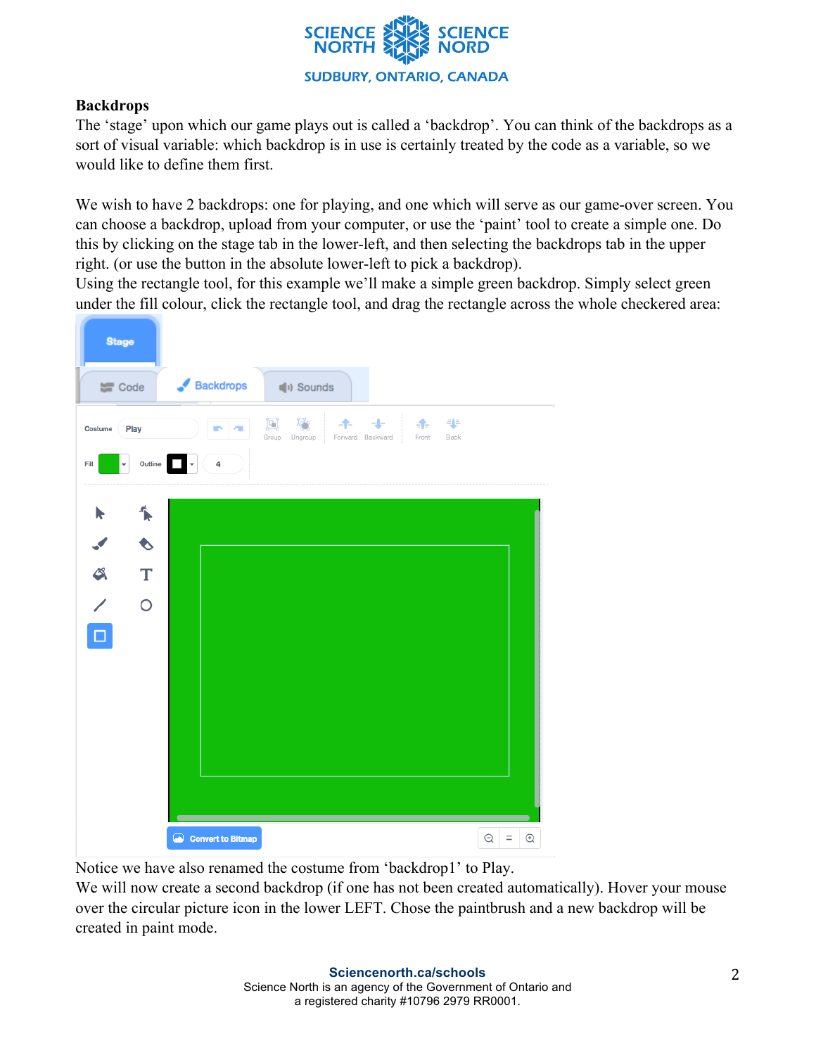## Backdrops

The 'stage' upon which our game plays out is called a 'backdrop'. You can think of the backdrops as a sort of visual variable: which backdrop is in use is certainly treated by the code as a variable, so we would like to define them first.

We wish to have 2 backdrops: one for playing, and one which will serve as our game-over screen. You can choose a backdrop, upload from your computer, or use the 'paint' tool to create a simple one. Do this by clicking on the stage tab in the lower-left, and then selecting the backdrops tab in the upper right. (or use the button in the absolute lower-left to pick a backdrop).

Using the rectangle tool, for this example we'll make a simple green backdrop. Simply select green under the fill colour, click the rectangle tool, and drag the rectangle across the whole checkered area:

Notice we have also renamed the costume from 'backdrop1' to Play.

We will now create a second backdrop (if one has not been created automatically). Hover your mouse over the circular picture icon in the lower LEFT. Chose the paintbrush and a new backdrop will be created in paint mode.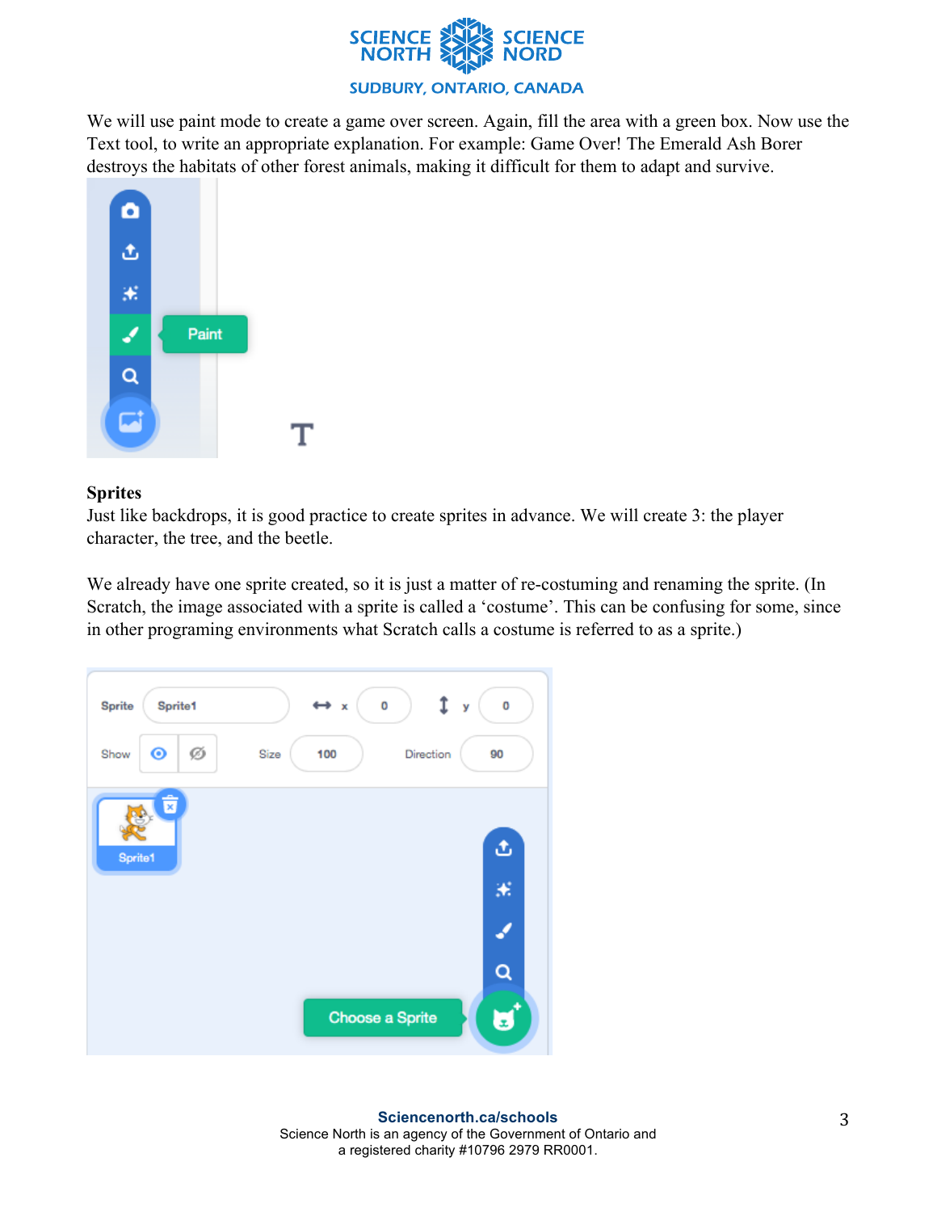We will use paint mode to create a game over screen. Again, fill the area with a green box. Now use the Text tool, to write an appropriate explanation. For example: Game Over! The Emerald Ash Borer destroys the habitats of other forest animals, making it difficult for them to adapt and survive.

**Sprites**

Just like backdrops, it is good practice to create sprites in advance. We will create 3: the player character, the tree, and the beetle.

We already have one sprite created, so it is just a matter of re-costuming and renaming the sprite. (In Scratch, the image associated with a sprite is called a 'costume'. This can be confusing for some, since in other programing environments what Scratch calls a costume is referred to as a sprite.)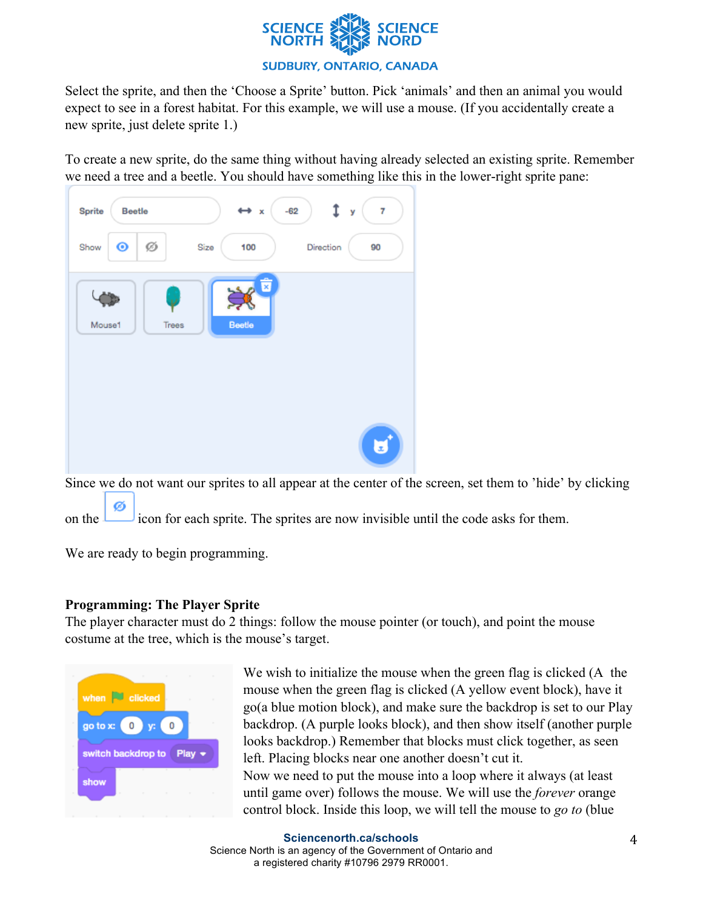Select the sprite, and then the 'Choose a Sprite' button. Pick 'animals' and then an animal you would expect to see in a forest habitat. For this example, we will use a mouse. (If you accidentally create a new sprite, just delete sprite 1.)

To create a new sprite, do the same thing without having already selected an existing sprite. Remember we need a tree and a beetle. You should have something like this in the lower-right sprite pane:

Since we do not want our sprites to all appear at the center of the screen, set them to 'hide' by clicking on the icon for each sprite. The sprites are now invisible until the code asks for them.

We are ready to begin programming.

**Programming: The Player Sprite**

The player character must do 2 things: follow the mouse pointer (or touch), and point the mouse costume at the tree, which is the mouse's target.

We wish to initialize the mouse when the green flag is clicked (A the mouse when the green flag is clicked (A yellow event block), have it go(a blue motion block), and make sure the backdrop is set to our Play backdrop. (A purple looks block), and then show itself (another purple looks backdrop.) Remember that blocks must click together, as seen left. Placing blocks near one another doesn't cut it.

Now we need to put the mouse into a loop where it always (at least until game over) follows the mouse. We will use the *forever* orange control block. Inside this loop, we will tell the mouse to *go to* (blue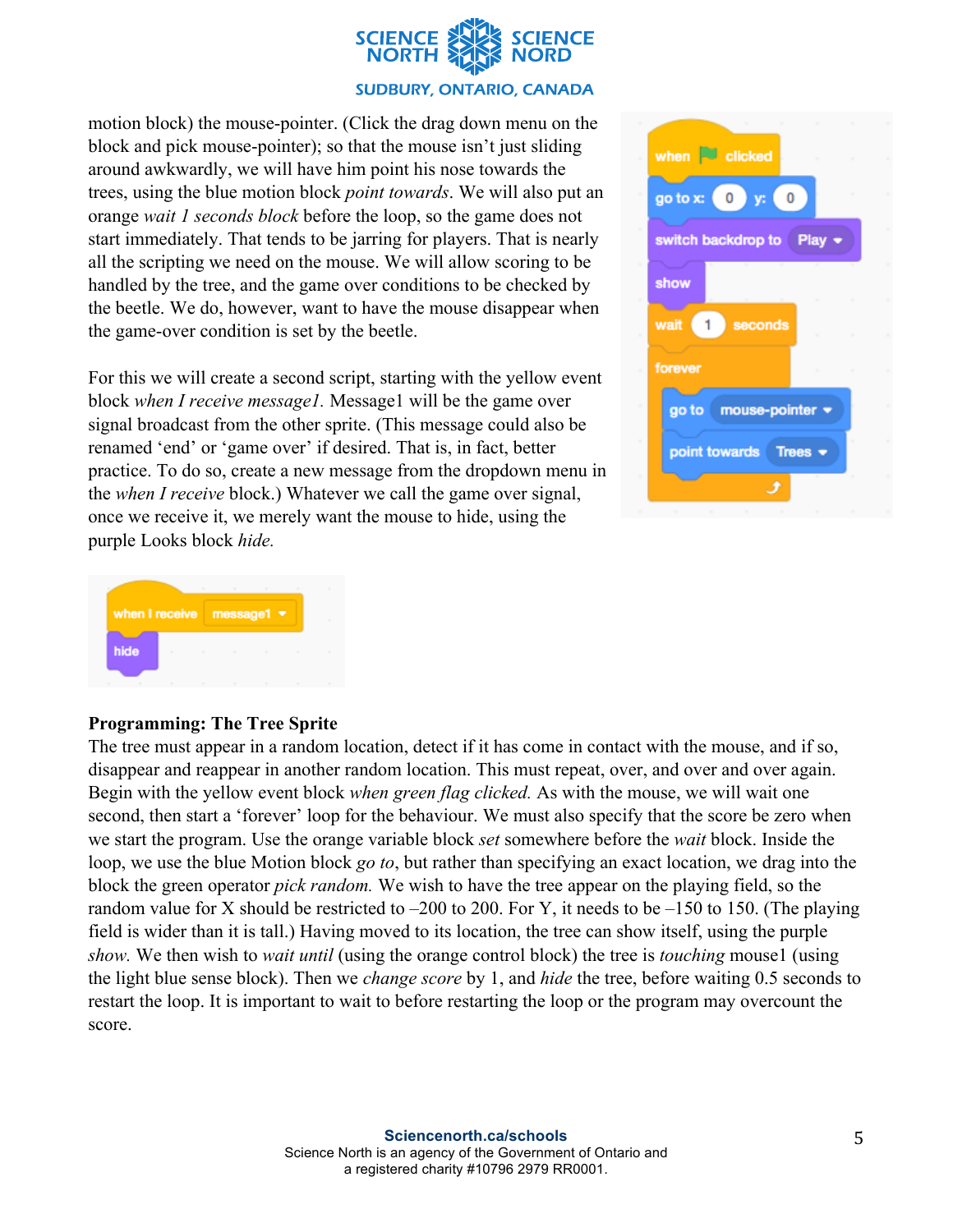motion block) the mouse-pointer. (Click the drag down menu on the block and pick mouse-pointer); so that the mouse isn't just sliding around awkwardly, we will have him point his nose towards the trees, using the blue motion block *point towards*. We will also put an orange *wait 1 seconds block* before the loop, so the game does not start immediately. That tends to be jarring for players. That is nearly all the scripting we need on the mouse. We will allow scoring to be handled by the tree, and the game over conditions to be checked by the beetle. We do, however, want to have the mouse disappear when the game-over condition is set by the beetle.

```
when [flag] clicked
go to x: 0 y: 0
switch backdrop to Play
show
wait 1 seconds
forever
    go to mouse-pointer
    point towards Trees
```

For this we will create a second script, starting with the yellow event block *when I receive message1.* Message1 will be the game over signal broadcast from the other sprite. (This message could also be renamed 'end' or 'game over' if desired. That is, in fact, better practice. To do so, create a new message from the dropdown menu in the *when I receive* block.) Whatever we call the game over signal, once we receive it, we merely want the mouse to hide, using the purple Looks block *hide.*

```
when I receive message1
hide
```

**Programming: The Tree Sprite**

The tree must appear in a random location, detect if it has come in contact with the mouse, and if so, disappear and reappear in another random location. This must repeat, over, and over and over again. Begin with the yellow event block *when green flag clicked.* As with the mouse, we will wait one second, then start a 'forever' loop for the behaviour. We must also specify that the score be zero when we start the program. Use the orange variable block *set* somewhere before the *wait* block. Inside the loop, we use the blue Motion block *go to*, but rather than specifying an exact location, we drag into the block the green operator *pick random.* We wish to have the tree appear on the playing field, so the random value for X should be restricted to –200 to 200. For Y, it needs to be –150 to 150. (The playing field is wider than it is tall.) Having moved to its location, the tree can show itself, using the purple *show.* We then wish to *wait until* (using the orange control block) the tree is *touching* mouse1 (using the light blue sense block). Then we *change score* by 1, and *hide* the tree, before waiting 0.5 seconds to restart the loop. It is important to wait to before restarting the loop or the program may overcount the score.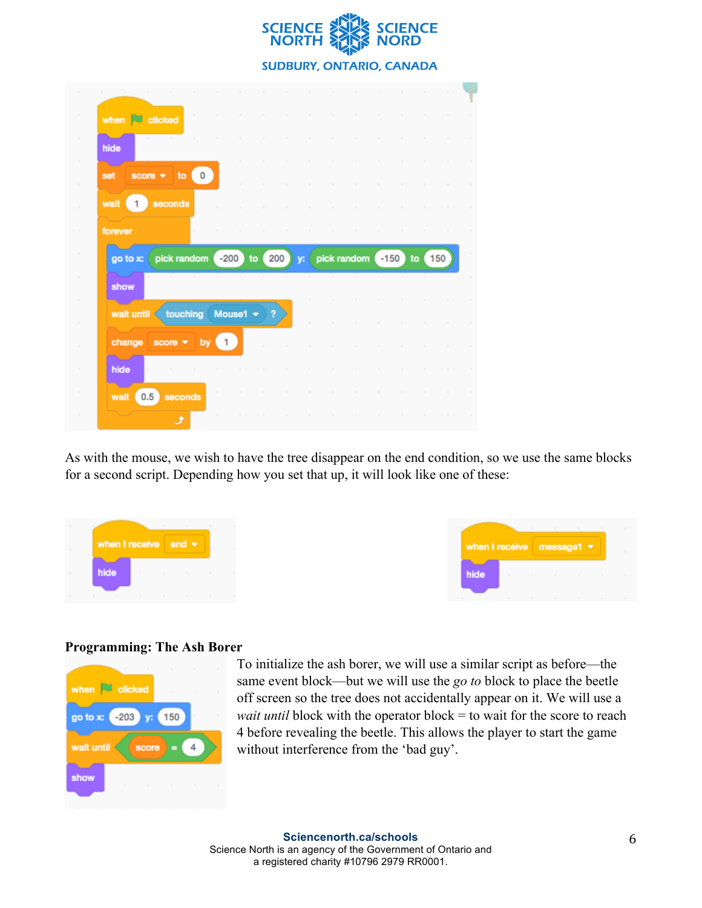As with the mouse, we wish to have the tree disappear on the end condition, so we use the same blocks for a second script. Depending how you set that up, it will look like one of these:

**Programming: The Ash Borer**

To initialize the ash borer, we will use a similar script as before—the same event block—but we will use the *go to* block to place the beetle off screen so the tree does not accidentally appear on it. We will use a *wait until* block with the operator block = to wait for the score to reach 4 before revealing the beetle. This allows the player to start the game without interference from the ‘bad guy’.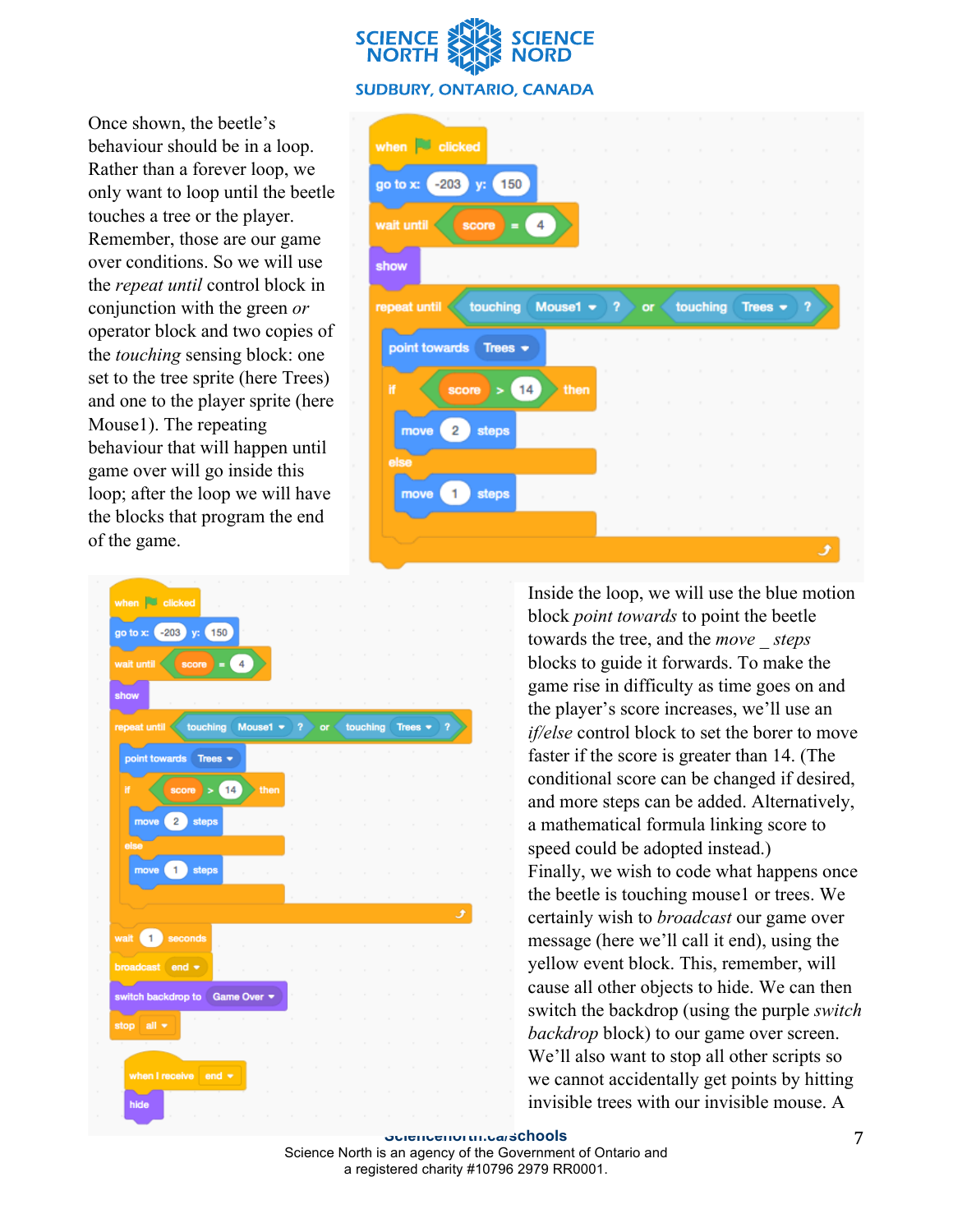Once shown, the beetle's behaviour should be in a loop. Rather than a forever loop, we only want to loop until the beetle touches a tree or the player. Remember, those are our game over conditions. So we will use the *repeat until* control block in conjunction with the green *or* operator block and two copies of the *touching* sensing block: one set to the tree sprite (here Trees) and one to the player sprite (here Mouse1). The repeating behaviour that will happen until game over will go inside this loop; after the loop we will have the blocks that program the end of the game.

```
when flag clicked
go to x: -203 y: 150
wait until score = 4
show
repeat until touching Mouse1 ? or touching Trees ?
    point towards Trees
    if score > 14 then
        move 2 steps
    else
        move 1 steps
```

```
when flag clicked
go to x: -203 y: 150
wait until score = 4
show
repeat until touching Mouse1 ? or touching Trees ?
    point towards Trees
    if score > 14 then
        move 2 steps
    else
        move 1 steps
wait 1 seconds
broadcast end
switch backdrop to Game Over
stop all

when I receive end
hide
```

Inside the loop, we will use the blue motion block *point towards* to point the beetle towards the tree, and the *move _ steps* blocks to guide it forwards. To make the game rise in difficulty as time goes on and the player's score increases, we'll use an *if/else* control block to set the borer to move faster if the score is greater than 14. (The conditional score can be changed if desired, and more steps can be added. Alternatively, a mathematical formula linking score to speed could be adopted instead.)

Finally, we wish to code what happens once the beetle is touching mouse1 or trees. We certainly wish to *broadcast* our game over message (here we'll call it end), using the yellow event block. This, remember, will cause all other objects to hide. We can then switch the backdrop (using the purple *switch backdrop* block) to our game over screen. We'll also want to stop all other scripts so we cannot accidentally get points by hitting invisible trees with our invisible mouse. A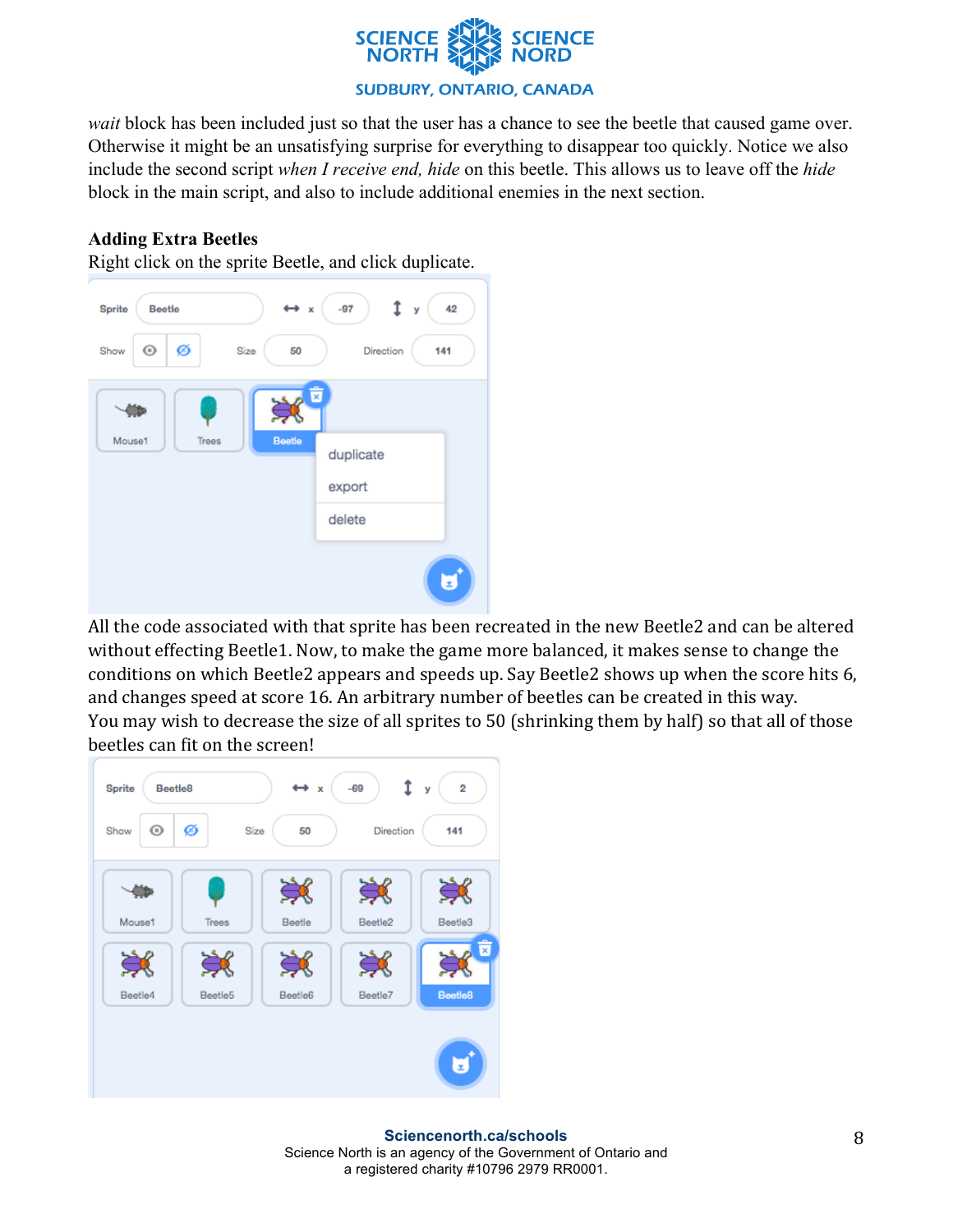*wait* block has been included just so that the user has a chance to see the beetle that caused game over. Otherwise it might be an unsatisfying surprise for everything to disappear too quickly. Notice we also include the second script *when I receive end, hide* on this beetle. This allows us to leave off the *hide* block in the main script, and also to include additional enemies in the next section.

**Adding Extra Beetles**

Right click on the sprite Beetle, and click duplicate.

All the code associated with that sprite has been recreated in the new Beetle2 and can be altered without effecting Beetle1. Now, to make the game more balanced, it makes sense to change the conditions on which Beetle2 appears and speeds up. Say Beetle2 shows up when the score hits 6, and changes speed at score 16. An arbitrary number of beetles can be created in this way.

You may wish to decrease the size of all sprites to 50 (shrinking them by half) so that all of those beetles can fit on the screen!